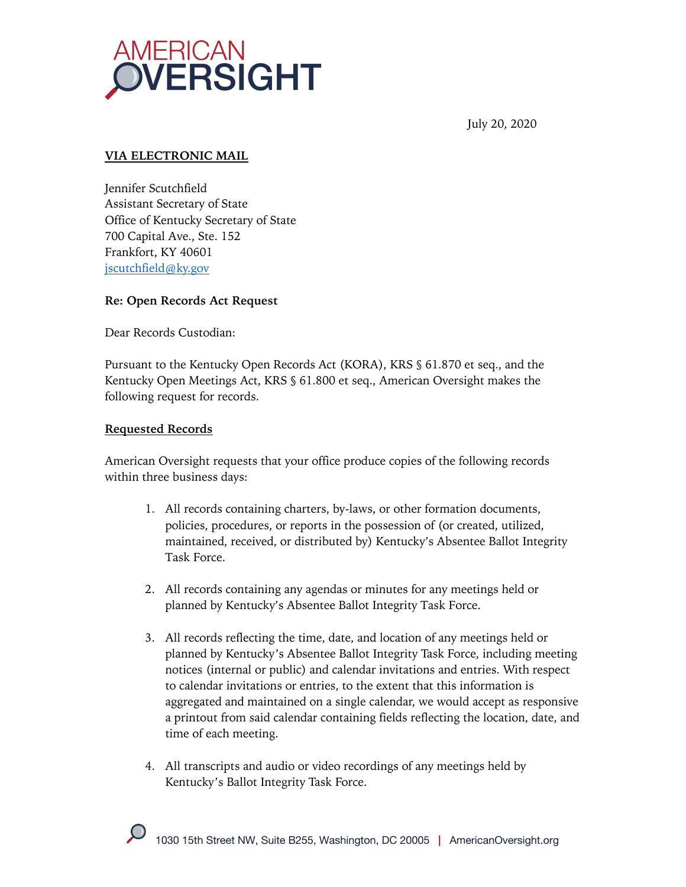AMERICAN OVERSIGHT

July 20, 2020

**VIA ELECTRONIC MAIL**

Jennifer Scutchfield
Assistant Secretary of State
Office of Kentucky Secretary of State
700 Capital Ave., Ste. 152
Frankfort, KY 40601
jscutchfield@ky.gov

**Re: Open Records Act Request**

Dear Records Custodian:

Pursuant to the Kentucky Open Records Act (KORA), KRS § 61.870 et seq., and the Kentucky Open Meetings Act, KRS § 61.800 et seq., American Oversight makes the following request for records.

**Requested Records**

American Oversight requests that your office produce copies of the following records within three business days:

1. All records containing charters, by-laws, or other formation documents, policies, procedures, or reports in the possession of (or created, utilized, maintained, received, or distributed by) Kentucky's Absentee Ballot Integrity Task Force.

2. All records containing any agendas or minutes for any meetings held or planned by Kentucky's Absentee Ballot Integrity Task Force.

3. All records reflecting the time, date, and location of any meetings held or planned by Kentucky's Absentee Ballot Integrity Task Force, including meeting notices (internal or public) and calendar invitations and entries. With respect to calendar invitations or entries, to the extent that this information is aggregated and maintained on a single calendar, we would accept as responsive a printout from said calendar containing fields reflecting the location, date, and time of each meeting.

4. All transcripts and audio or video recordings of any meetings held by Kentucky's Ballot Integrity Task Force.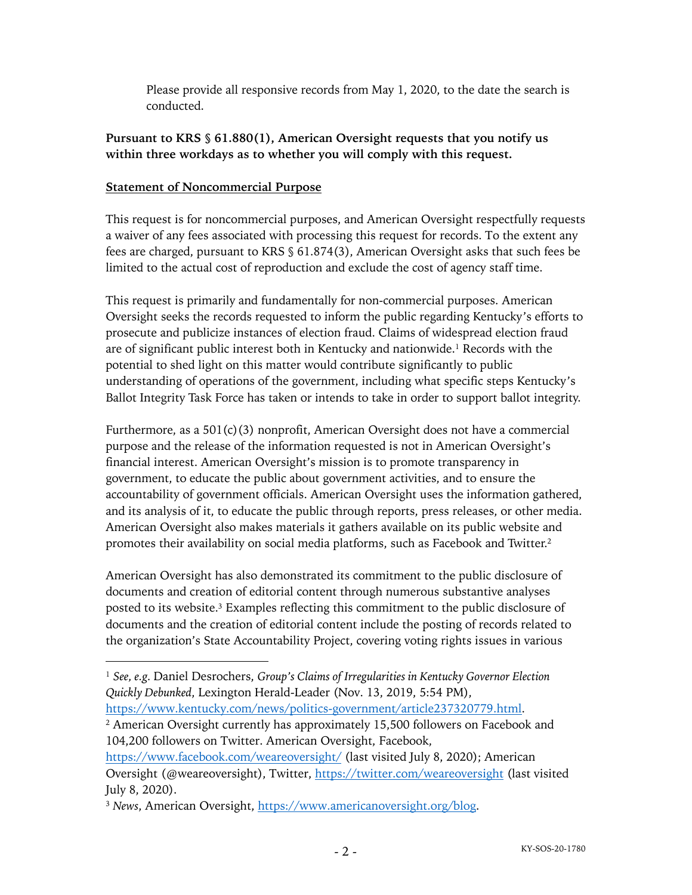Please provide all responsive records from May 1, 2020, to the date the search is conducted.

**Pursuant to KRS § 61.880(1), American Oversight requests that you notify us within three workdays as to whether you will comply with this request.**

## Statement of Noncommercial Purpose

This request is for noncommercial purposes, and American Oversight respectfully requests a waiver of any fees associated with processing this request for records. To the extent any fees are charged, pursuant to KRS § 61.874(3), American Oversight asks that such fees be limited to the actual cost of reproduction and exclude the cost of agency staff time.

This request is primarily and fundamentally for non-commercial purposes. American Oversight seeks the records requested to inform the public regarding Kentucky's efforts to prosecute and publicize instances of election fraud. Claims of widespread election fraud are of significant public interest both in Kentucky and nationwide.[1] Records with the potential to shed light on this matter would contribute significantly to public understanding of operations of the government, including what specific steps Kentucky's Ballot Integrity Task Force has taken or intends to take in order to support ballot integrity.

Furthermore, as a 501(c)(3) nonprofit, American Oversight does not have a commercial purpose and the release of the information requested is not in American Oversight's financial interest. American Oversight's mission is to promote transparency in government, to educate the public about government activities, and to ensure the accountability of government officials. American Oversight uses the information gathered, and its analysis of it, to educate the public through reports, press releases, or other media. American Oversight also makes materials it gathers available on its public website and promotes their availability on social media platforms, such as Facebook and Twitter.[2]

American Oversight has also demonstrated its commitment to the public disclosure of documents and creation of editorial content through numerous substantive analyses posted to its website.[3] Examples reflecting this commitment to the public disclosure of documents and the creation of editorial content include the posting of records related to the organization's State Accountability Project, covering voting rights issues in various

---

[1] *See, e.g*. Daniel Desrochers, *Group's Claims of Irregularities in Kentucky Governor Election Quickly Debunked*, Lexington Herald-Leader (Nov. 13, 2019, 5:54 PM), https://www.kentucky.com/news/politics-government/article237320779.html.

[2] American Oversight currently has approximately 15,500 followers on Facebook and 104,200 followers on Twitter. American Oversight, Facebook, https://www.facebook.com/weareoversight/ (last visited July 8, 2020); American Oversight (@weareoversight), Twitter, https://twitter.com/weareoversight (last visited July 8, 2020).

[3] *News*, American Oversight, https://www.americanoversight.org/blog.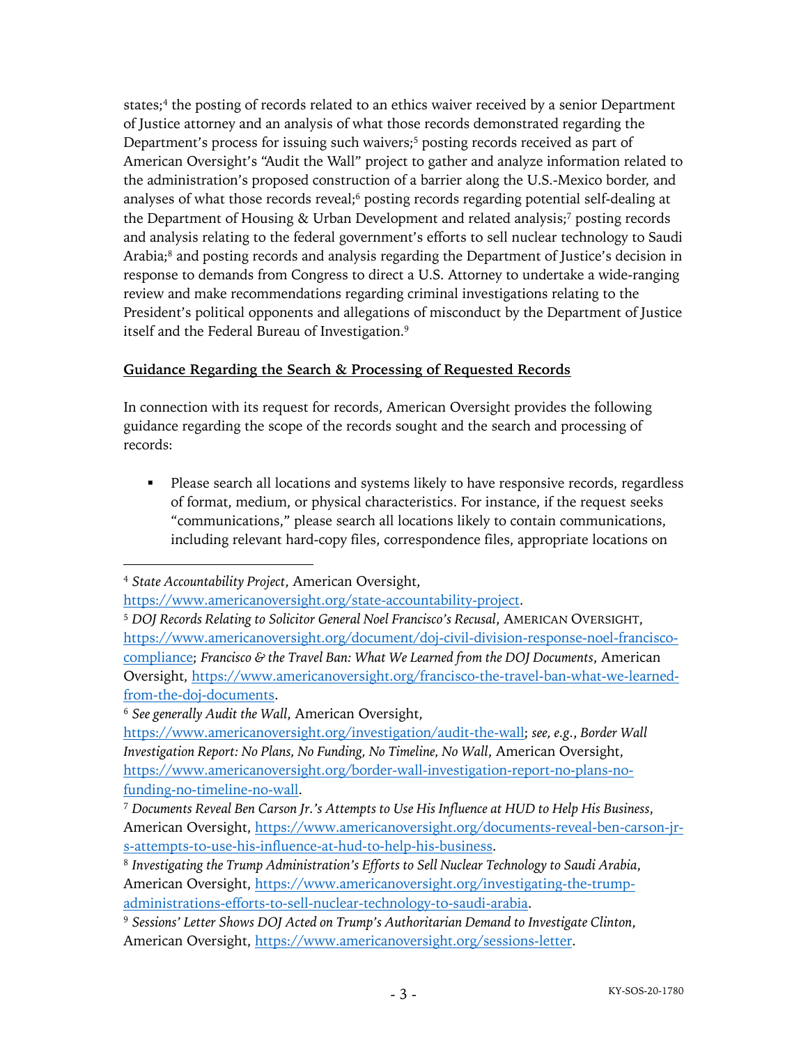states;[4] the posting of records related to an ethics waiver received by a senior Department of Justice attorney and an analysis of what those records demonstrated regarding the Department's process for issuing such waivers;[5] posting records received as part of American Oversight's "Audit the Wall" project to gather and analyze information related to the administration's proposed construction of a barrier along the U.S.-Mexico border, and analyses of what those records reveal;[6] posting records regarding potential self-dealing at the Department of Housing & Urban Development and related analysis;[7] posting records and analysis relating to the federal government's efforts to sell nuclear technology to Saudi Arabia;[8] and posting records and analysis regarding the Department of Justice's decision in response to demands from Congress to direct a U.S. Attorney to undertake a wide-ranging review and make recommendations regarding criminal investigations relating to the President's political opponents and allegations of misconduct by the Department of Justice itself and the Federal Bureau of Investigation.[9]

**Guidance Regarding the Search & Processing of Requested Records**

In connection with its request for records, American Oversight provides the following guidance regarding the scope of the records sought and the search and processing of records:

- Please search all locations and systems likely to have responsive records, regardless of format, medium, or physical characteristics. For instance, if the request seeks "communications," please search all locations likely to contain communications, including relevant hard-copy files, correspondence files, appropriate locations on

---

[4] *State Accountability Project*, American Oversight, https://www.americanoversight.org/state-accountability-project.

[5] *DOJ Records Relating to Solicitor General Noel Francisco's Recusal*, AMERICAN OVERSIGHT, https://www.americanoversight.org/document/doj-civil-division-response-noel-francisco-compliance; *Francisco & the Travel Ban: What We Learned from the DOJ Documents*, American Oversight, https://www.americanoversight.org/francisco-the-travel-ban-what-we-learned-from-the-doj-documents.

[6] *See generally Audit the Wall*, American Oversight, https://www.americanoversight.org/investigation/audit-the-wall; *see, e.g.*, *Border Wall Investigation Report: No Plans, No Funding, No Timeline, No Wall*, American Oversight, https://www.americanoversight.org/border-wall-investigation-report-no-plans-no-funding-no-timeline-no-wall.

[7] *Documents Reveal Ben Carson Jr.'s Attempts to Use His Influence at HUD to Help His Business*, American Oversight, https://www.americanoversight.org/documents-reveal-ben-carson-jr-s-attempts-to-use-his-influence-at-hud-to-help-his-business.

[8] *Investigating the Trump Administration's Efforts to Sell Nuclear Technology to Saudi Arabia*, American Oversight, https://www.americanoversight.org/investigating-the-trump-administrations-efforts-to-sell-nuclear-technology-to-saudi-arabia.

[9] *Sessions' Letter Shows DOJ Acted on Trump's Authoritarian Demand to Investigate Clinton*, American Oversight, https://www.americanoversight.org/sessions-letter.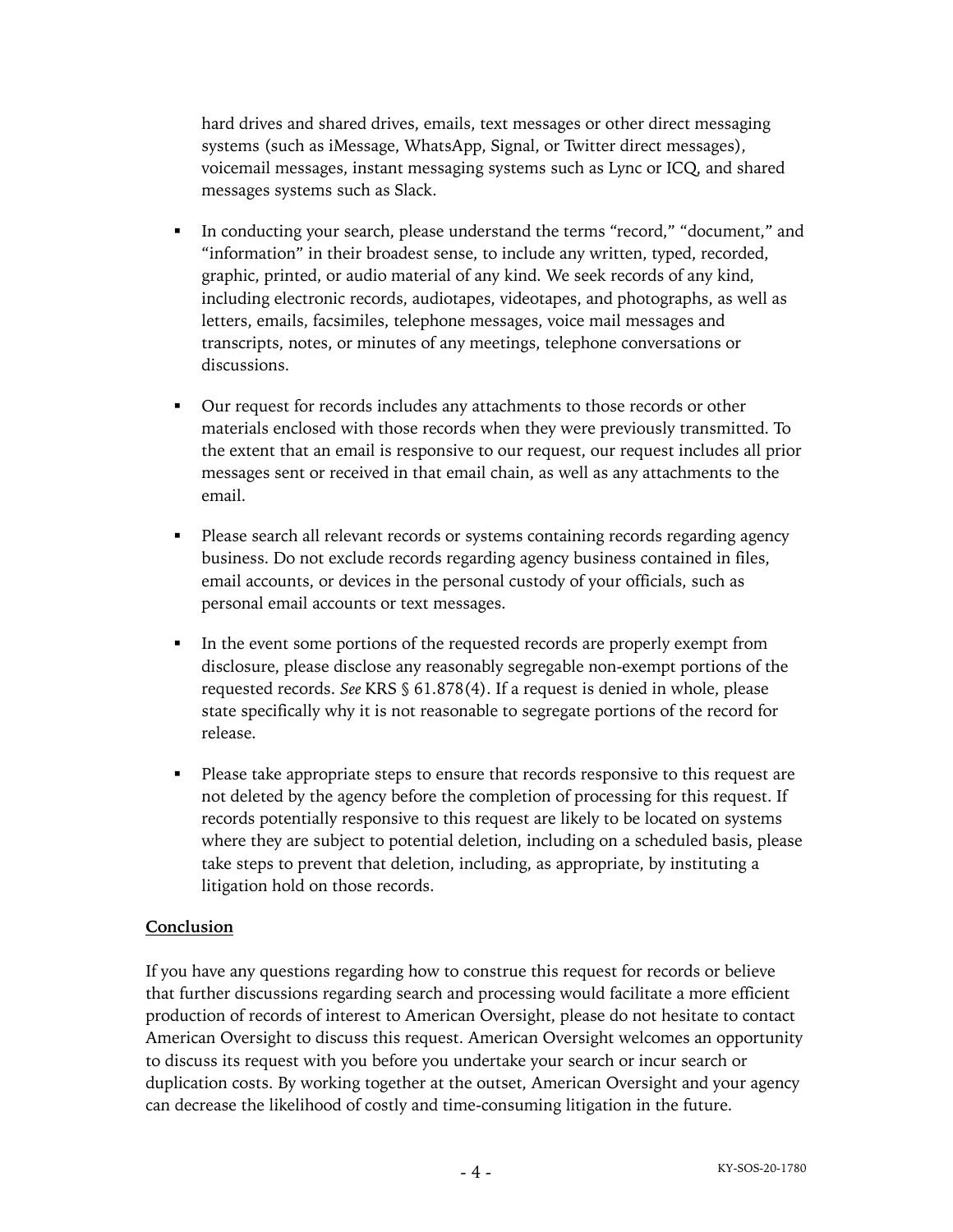hard drives and shared drives, emails, text messages or other direct messaging systems (such as iMessage, WhatsApp, Signal, or Twitter direct messages), voicemail messages, instant messaging systems such as Lync or ICQ, and shared messages systems such as Slack.

- In conducting your search, please understand the terms "record," "document," and "information" in their broadest sense, to include any written, typed, recorded, graphic, printed, or audio material of any kind. We seek records of any kind, including electronic records, audiotapes, videotapes, and photographs, as well as letters, emails, facsimiles, telephone messages, voice mail messages and transcripts, notes, or minutes of any meetings, telephone conversations or discussions.

- Our request for records includes any attachments to those records or other materials enclosed with those records when they were previously transmitted. To the extent that an email is responsive to our request, our request includes all prior messages sent or received in that email chain, as well as any attachments to the email.

- Please search all relevant records or systems containing records regarding agency business. Do not exclude records regarding agency business contained in files, email accounts, or devices in the personal custody of your officials, such as personal email accounts or text messages.

- In the event some portions of the requested records are properly exempt from disclosure, please disclose any reasonably segregable non-exempt portions of the requested records. *See* KRS § 61.878(4). If a request is denied in whole, please state specifically why it is not reasonable to segregate portions of the record for release.

- Please take appropriate steps to ensure that records responsive to this request are not deleted by the agency before the completion of processing for this request. If records potentially responsive to this request are likely to be located on systems where they are subject to potential deletion, including on a scheduled basis, please take steps to prevent that deletion, including, as appropriate, by instituting a litigation hold on those records.

**Conclusion**

If you have any questions regarding how to construe this request for records or believe that further discussions regarding search and processing would facilitate a more efficient production of records of interest to American Oversight, please do not hesitate to contact American Oversight to discuss this request. American Oversight welcomes an opportunity to discuss its request with you before you undertake your search or incur search or duplication costs. By working together at the outset, American Oversight and your agency can decrease the likelihood of costly and time-consuming litigation in the future.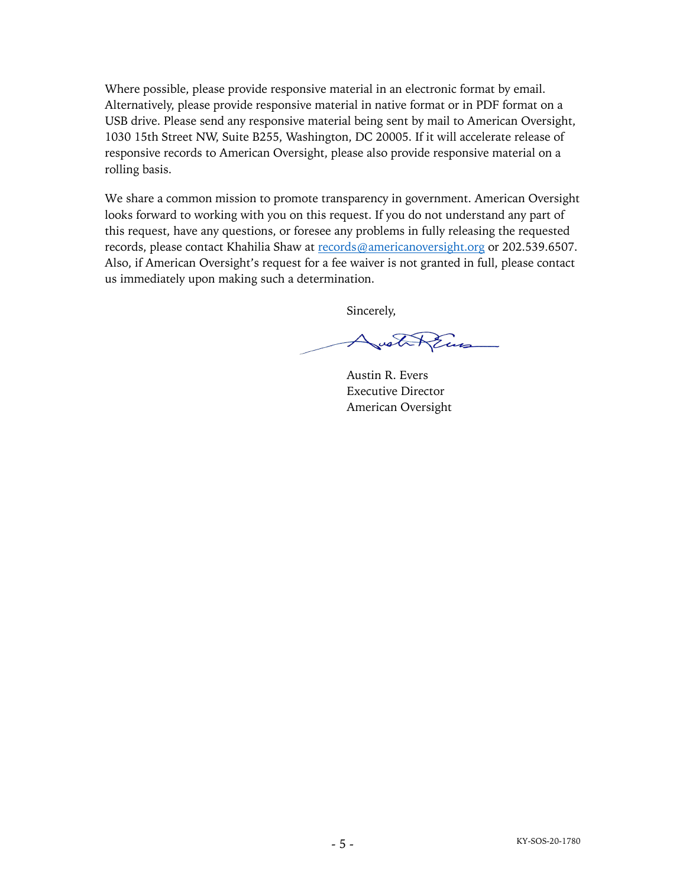Where possible, please provide responsive material in an electronic format by email. Alternatively, please provide responsive material in native format or in PDF format on a USB drive. Please send any responsive material being sent by mail to American Oversight, 1030 15th Street NW, Suite B255, Washington, DC 20005. If it will accelerate release of responsive records to American Oversight, please also provide responsive material on a rolling basis.

We share a common mission to promote transparency in government. American Oversight looks forward to working with you on this request. If you do not understand any part of this request, have any questions, or foresee any problems in fully releasing the requested records, please contact Khahilia Shaw at records@americanoversight.org or 202.539.6507. Also, if American Oversight's request for a fee waiver is not granted in full, please contact us immediately upon making such a determination.

Sincerely,

Austin R. Evers
Executive Director
American Oversight

KY-SOS-20-1780